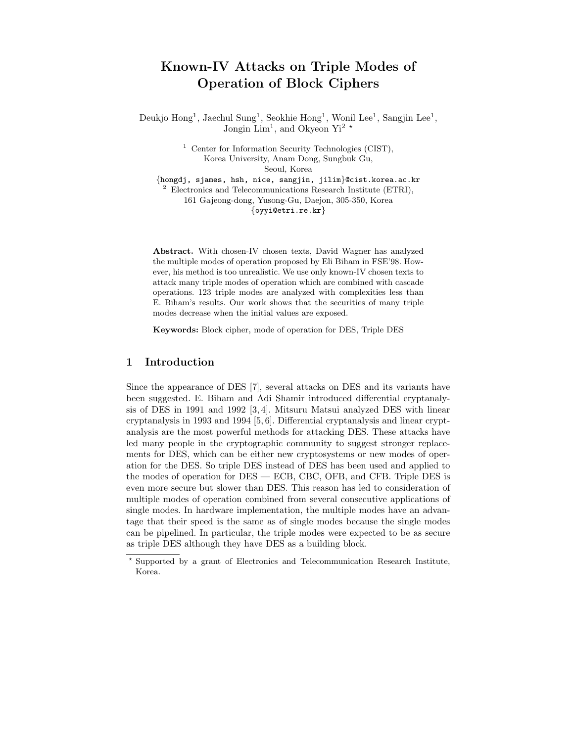# Known-IV Attacks on Triple Modes of Operation of Block Ciphers

Deukjo Hong[1], Jaechul Sung[1], Seokhie Hong[1], Wonil Lee[1], Sangjin Lee[1], Jongin Lim[1], and Okyeon Yi[2] *

[1] Center for Information Security Technologies (CIST), Korea University, Anam Dong, Sungbuk Gu, Seoul, Korea
{hongdj, sjames, hsh, nice, sangjin, jilim}@cist.korea.ac.kr

[2] Electronics and Telecommunications Research Institute (ETRI), 161 Gajeong-dong, Yusong-Gu, Daejon, 305-350, Korea
{oyyi@etri.re.kr}

**Abstract.** With chosen-IV chosen texts, David Wagner has analyzed the multiple modes of operation proposed by Eli Biham in FSE'98. However, his method is too unrealistic. We use only known-IV chosen texts to attack many triple modes of operation which are combined with cascade operations. 123 triple modes are analyzed with complexities less than E. Biham's results. Our work shows that the securities of many triple modes decrease when the initial values are exposed.

**Keywords:** Block cipher, mode of operation for DES, Triple DES

## 1 Introduction

Since the appearance of DES [7], several attacks on DES and its variants have been suggested. E. Biham and Adi Shamir introduced differential cryptanalysis of DES in 1991 and 1992 [3, 4]. Mitsuru Matsui analyzed DES with linear cryptanalysis in 1993 and 1994 [5, 6]. Differential cryptanalysis and linear cryptanalysis are the most powerful methods for attacking DES. These attacks have led many people in the cryptographic community to suggest stronger replacements for DES, which can be either new cryptosystems or new modes of operation for the DES. So triple DES instead of DES has been used and applied to the modes of operation for DES — ECB, CBC, OFB, and CFB. Triple DES is even more secure but slower than DES. This reason has led to consideration of multiple modes of operation combined from several consecutive applications of single modes. In hardware implementation, the multiple modes have an advantage that their speed is the same as of single modes because the single modes can be pipelined. In particular, the triple modes were expected to be as secure as triple DES although they have DES as a building block.

* Supported by a grant of Electronics and Telecommunication Research Institute, Korea.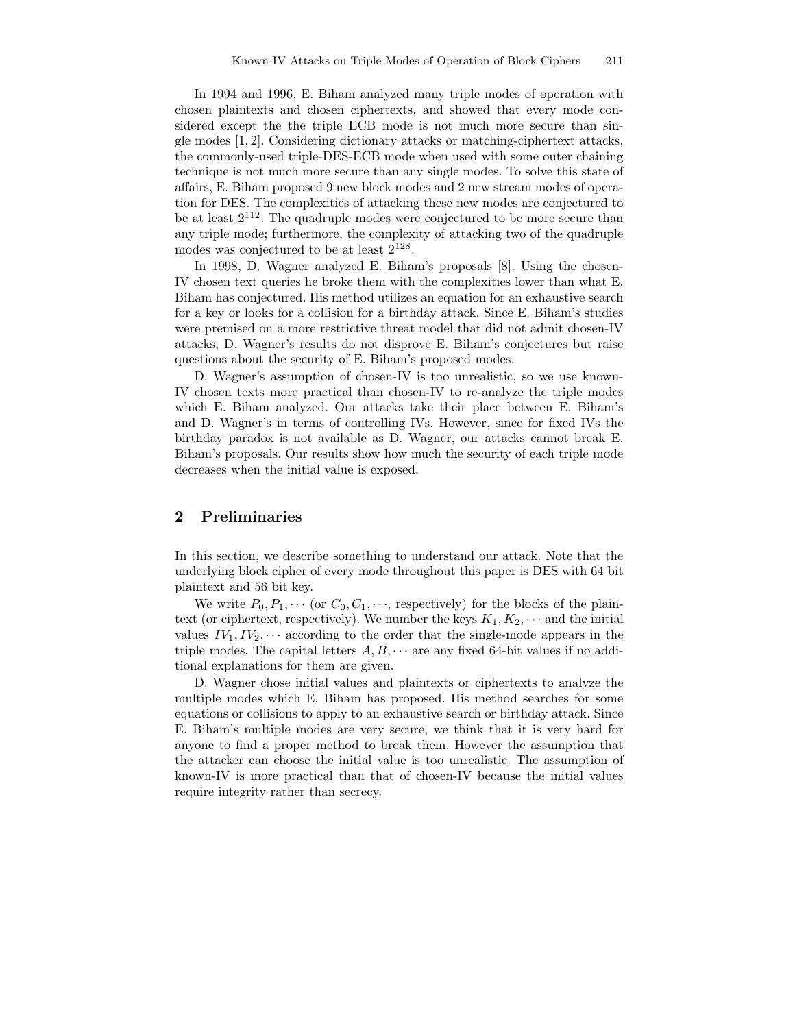In 1994 and 1996, E. Biham analyzed many triple modes of operation with chosen plaintexts and chosen ciphertexts, and showed that every mode considered except the the triple ECB mode is not much more secure than single modes [1, 2]. Considering dictionary attacks or matching-ciphertext attacks, the commonly-used triple-DES-ECB mode when used with some outer chaining technique is not much more secure than any single modes. To solve this state of affairs, E. Biham proposed 9 new block modes and 2 new stream modes of operation for DES. The complexities of attacking these new modes are conjectured to be at least $2^{112}$. The quadruple modes were conjectured to be more secure than any triple mode; furthermore, the complexity of attacking two of the quadruple modes was conjectured to be at least $2^{128}$.

In 1998, D. Wagner analyzed E. Biham's proposals [8]. Using the chosen-IV chosen text queries he broke them with the complexities lower than what E. Biham has conjectured. His method utilizes an equation for an exhaustive search for a key or looks for a collision for a birthday attack. Since E. Biham's studies were premised on a more restrictive threat model that did not admit chosen-IV attacks, D. Wagner's results do not disprove E. Biham's conjectures but raise questions about the security of E. Biham's proposed modes.

D. Wagner's assumption of chosen-IV is too unrealistic, so we use known-IV chosen texts more practical than chosen-IV to re-analyze the triple modes which E. Biham analyzed. Our attacks take their place between E. Biham's and D. Wagner's in terms of controlling IVs. However, since for fixed IVs the birthday paradox is not available as D. Wagner, our attacks cannot break E. Biham's proposals. Our results show how much the security of each triple mode decreases when the initial value is exposed.

## 2 Preliminaries

In this section, we describe something to understand our attack. Note that the underlying block cipher of every mode throughout this paper is DES with 64 bit plaintext and 56 bit key.

We write $P_0, P_1, \cdots$ (or $C_0, C_1, \cdots$, respectively) for the blocks of the plaintext (or ciphertext, respectively). We number the keys $K_1, K_2, \cdots$ and the initial values $IV_1, IV_2, \cdots$ according to the order that the single-mode appears in the triple modes. The capital letters $A, B, \cdots$ are any fixed 64-bit values if no additional explanations for them are given.

D. Wagner chose initial values and plaintexts or ciphertexts to analyze the multiple modes which E. Biham has proposed. His method searches for some equations or collisions to apply to an exhaustive search or birthday attack. Since E. Biham's multiple modes are very secure, we think that it is very hard for anyone to find a proper method to break them. However the assumption that the attacker can choose the initial value is too unrealistic. The assumption of known-IV is more practical than that of chosen-IV because the initial values require integrity rather than secrecy.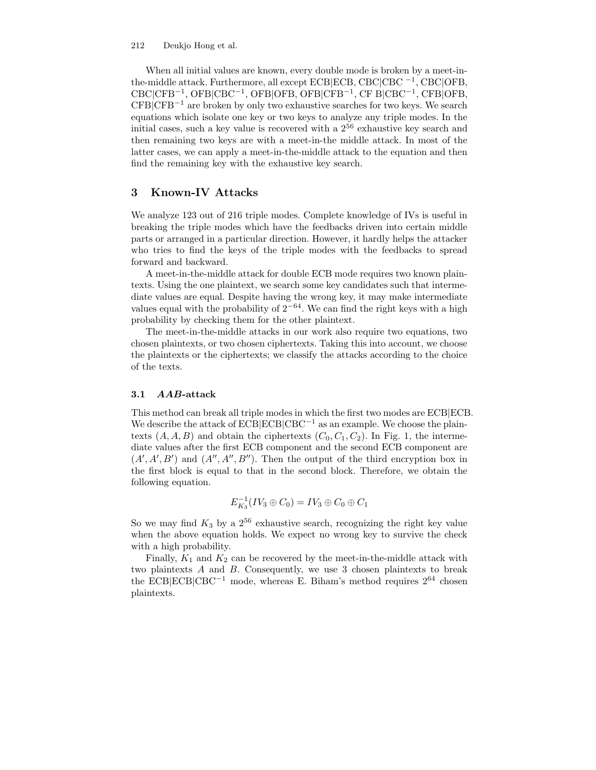When all initial values are known, every double mode is broken by a meet-in-the-middle attack. Furthermore, all except ECB|ECB, CBC|CBC $^{-1}$, CBC|OFB, CBC|CFB$^{-1}$, OFB|CBC$^{-1}$, OFB|OFB, OFB|CFB$^{-1}$, CF B|CBC$^{-1}$, CFB|OFB, CFB|CFB$^{-1}$ are broken by only two exhaustive searches for two keys. We search equations which isolate one key or two keys to analyze any triple modes. In the initial cases, such a key value is recovered with a $2^{56}$ exhaustive key search and then remaining two keys are with a meet-in-the middle attack. In most of the latter cases, we can apply a meet-in-the-middle attack to the equation and then find the remaining key with the exhaustive key search.

## 3 Known-IV Attacks

We analyze 123 out of 216 triple modes. Complete knowledge of IVs is useful in breaking the triple modes which have the feedbacks driven into certain middle parts or arranged in a particular direction. However, it hardly helps the attacker who tries to find the keys of the triple modes with the feedbacks to spread forward and backward.

A meet-in-the-middle attack for double ECB mode requires two known plaintexts. Using the one plaintext, we search some key candidates such that intermediate values are equal. Despite having the wrong key, it may make intermediate values equal with the probability of $2^{-64}$. We can find the right keys with a high probability by checking them for the other plaintext.

The meet-in-the-middle attacks in our work also require two equations, two chosen plaintexts, or two chosen ciphertexts. Taking this into account, we choose the plaintexts or the ciphertexts; we classify the attacks according to the choice of the texts.

### 3.1 *AAB*-attack

This method can break all triple modes in which the first two modes are ECB|ECB. We describe the attack of ECB|ECB|CBC$^{-1}$ as an example. We choose the plaintexts $(A, A, B)$ and obtain the ciphertexts $(C_0, C_1, C_2)$. In Fig. 1, the intermediate values after the first ECB component and the second ECB component are $(A', A', B')$ and $(A'', A'', B'')$. Then the output of the third encryption box in the first block is equal to that in the second block. Therefore, we obtain the following equation.

$$E_{K_3}^{-1}(IV_3 \oplus C_0) = IV_3 \oplus C_0 \oplus C_1$$

So we may find $K_3$ by a $2^{56}$ exhaustive search, recognizing the right key value when the above equation holds. We expect no wrong key to survive the check with a high probability.

Finally, $K_1$ and $K_2$ can be recovered by the meet-in-the-middle attack with two plaintexts $A$ and $B$. Consequently, we use 3 chosen plaintexts to break the ECB|ECB|CBC$^{-1}$ mode, whereas E. Biham's method requires $2^{64}$ chosen plaintexts.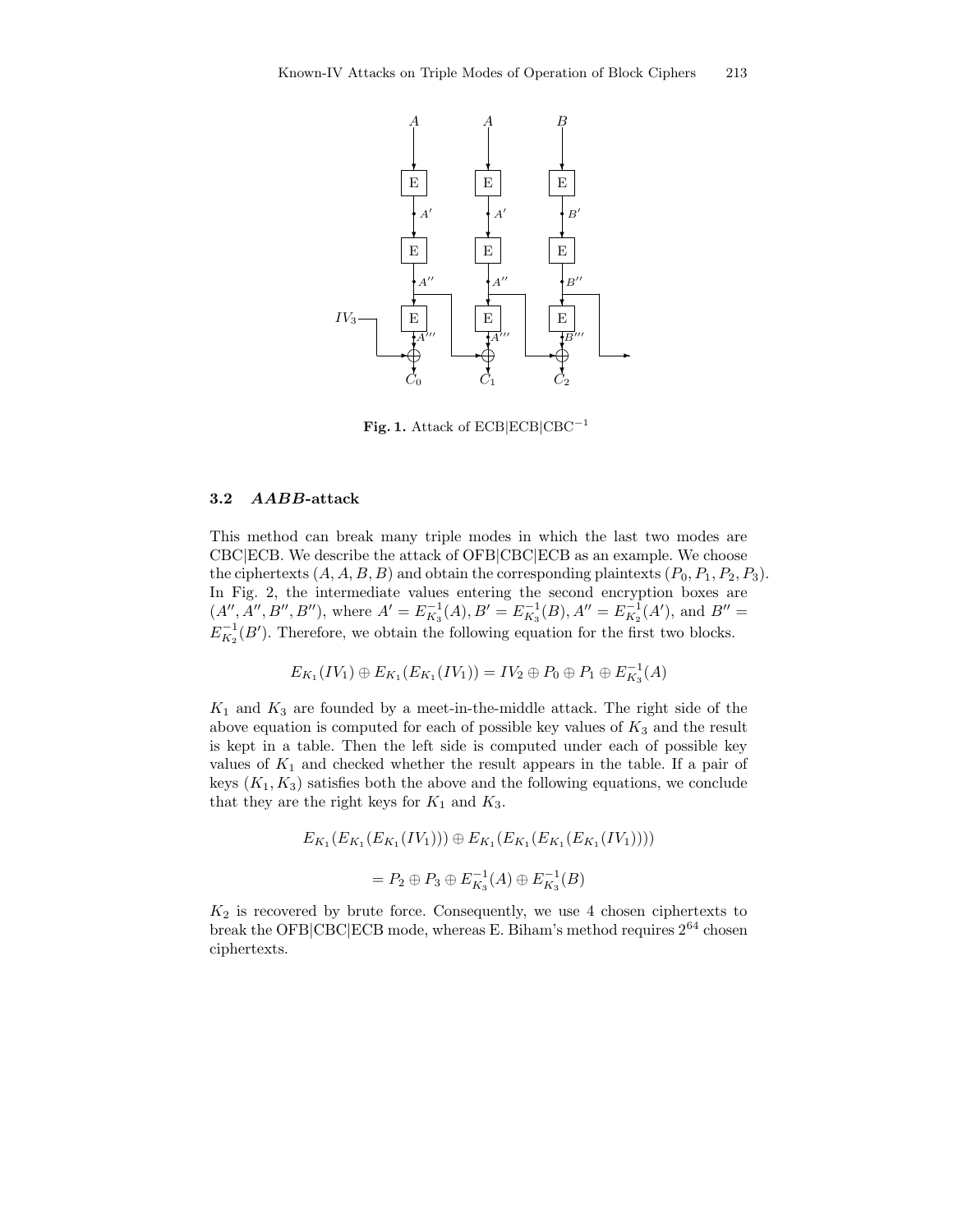**Fig. 1.** Attack of ECB|ECB|CBC$^{-1}$

### 3.2 *AABB*-attack

This method can break many triple modes in which the last two modes are CBC|ECB. We describe the attack of OFB|CBC|ECB as an example. We choose the ciphertexts $(A, A, B, B)$ and obtain the corresponding plaintexts $(P_0, P_1, P_2, P_3)$. In Fig. 2, the intermediate values entering the second encryption boxes are $(A'', A'', B'', B'')$, where $A' = E_{K_3}^{-1}(A), B' = E_{K_3}^{-1}(B), A'' = E_{K_2}^{-1}(A')$, and $B'' = E_{K_2}^{-1}(B')$. Therefore, we obtain the following equation for the first two blocks.

$$E_{K_1}(IV_1) \oplus E_{K_1}(E_{K_1}(IV_1)) = IV_2 \oplus P_0 \oplus P_1 \oplus E_{K_3}^{-1}(A)$$

$K_1$ and $K_3$ are founded by a meet-in-the-middle attack. The right side of the above equation is computed for each of possible key values of $K_3$ and the result is kept in a table. Then the left side is computed under each of possible key values of $K_1$ and checked whether the result appears in the table. If a pair of keys $(K_1, K_3)$ satisfies both the above and the following equations, we conclude that they are the right keys for $K_1$ and $K_3$.

$$E_{K_1}(E_{K_1}(E_{K_1}(IV_1))) \oplus E_{K_1}(E_{K_1}(E_{K_1}(E_{K_1}(IV_1))))$$

$$= P_2 \oplus P_3 \oplus E_{K_3}^{-1}(A) \oplus E_{K_3}^{-1}(B)$$

$K_2$ is recovered by brute force. Consequently, we use 4 chosen ciphertexts to break the OFB|CBC|ECB mode, whereas E. Biham's method requires $2^{64}$ chosen ciphertexts.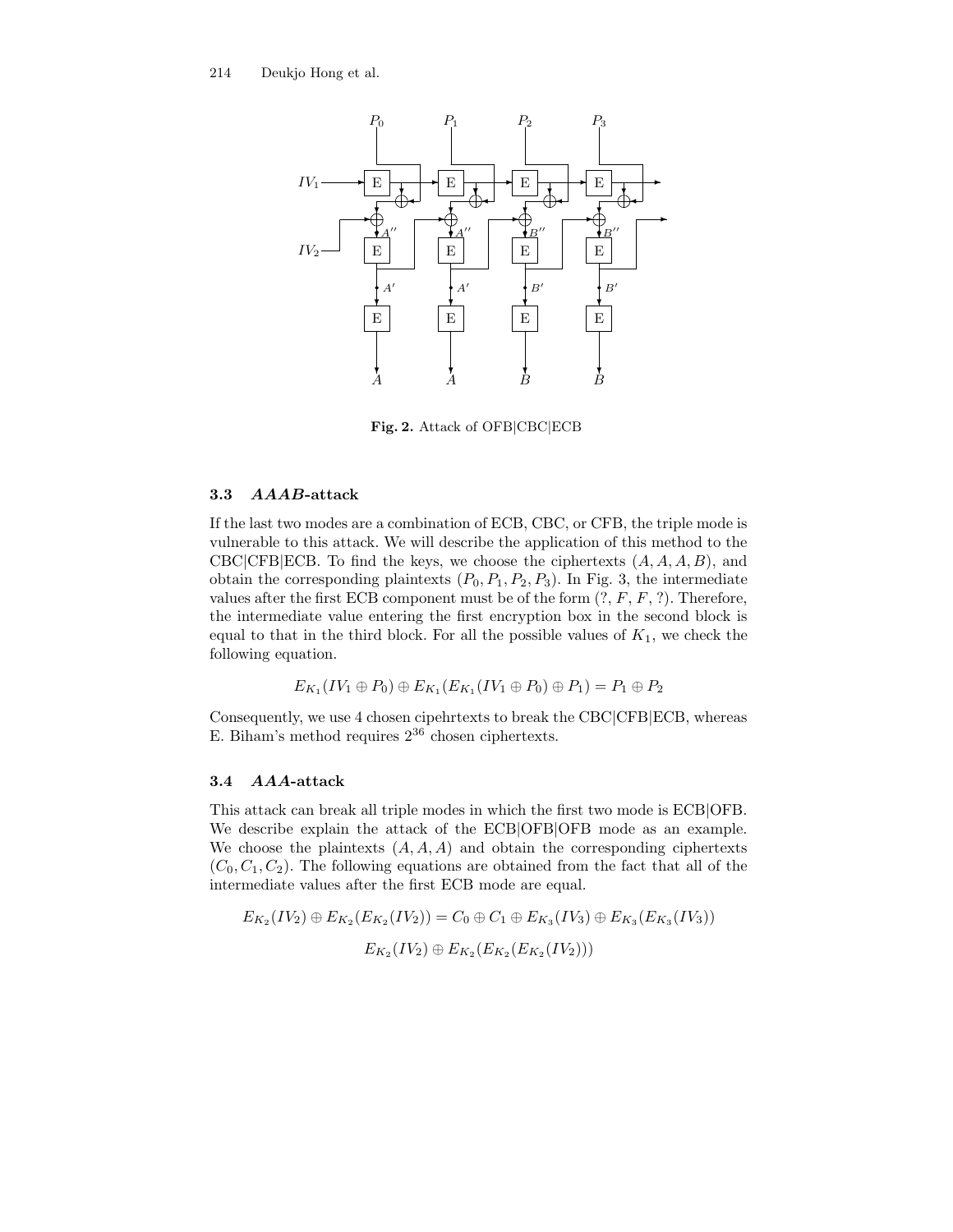Fig. 2. Attack of OFB|CBC|ECB

### 3.3 *AAAB*-attack

If the last two modes are a combination of ECB, CBC, or CFB, the triple mode is vulnerable to this attack. We will describe the application of this method to the CBC|CFB|ECB. To find the keys, we choose the ciphertexts $(A, A, A, B)$, and obtain the corresponding plaintexts $(P_0, P_1, P_2, P_3)$. In Fig. 3, the intermediate values after the first ECB component must be of the form $(?, F, F, ?)$. Therefore, the intermediate value entering the first encryption box in the second block is equal to that in the third block. For all the possible values of $K_1$, we check the following equation.

$$E_{K_1}(IV_1 \oplus P_0) \oplus E_{K_1}(E_{K_1}(IV_1 \oplus P_0) \oplus P_1) = P_1 \oplus P_2$$

Consequently, we use 4 chosen cipehrtexts to break the CBC|CFB|ECB, whereas E. Biham's method requires $2^{36}$ chosen ciphertexts.

### 3.4 *AAA*-attack

This attack can break all triple modes in which the first two mode is ECB|OFB. We describe explain the attack of the ECB|OFB|OFB mode as an example. We choose the plaintexts $(A, A, A)$ and obtain the corresponding ciphertexts $(C_0, C_1, C_2)$. The following equations are obtained from the fact that all of the intermediate values after the first ECB mode are equal.

$$E_{K_2}(IV_2) \oplus E_{K_2}(E_{K_2}(IV_2)) = C_0 \oplus C_1 \oplus E_{K_3}(IV_3) \oplus E_{K_3}(E_{K_3}(IV_3))$$

$$E_{K_2}(IV_2) \oplus E_{K_2}(E_{K_2}(E_{K_2}(IV_2)))$$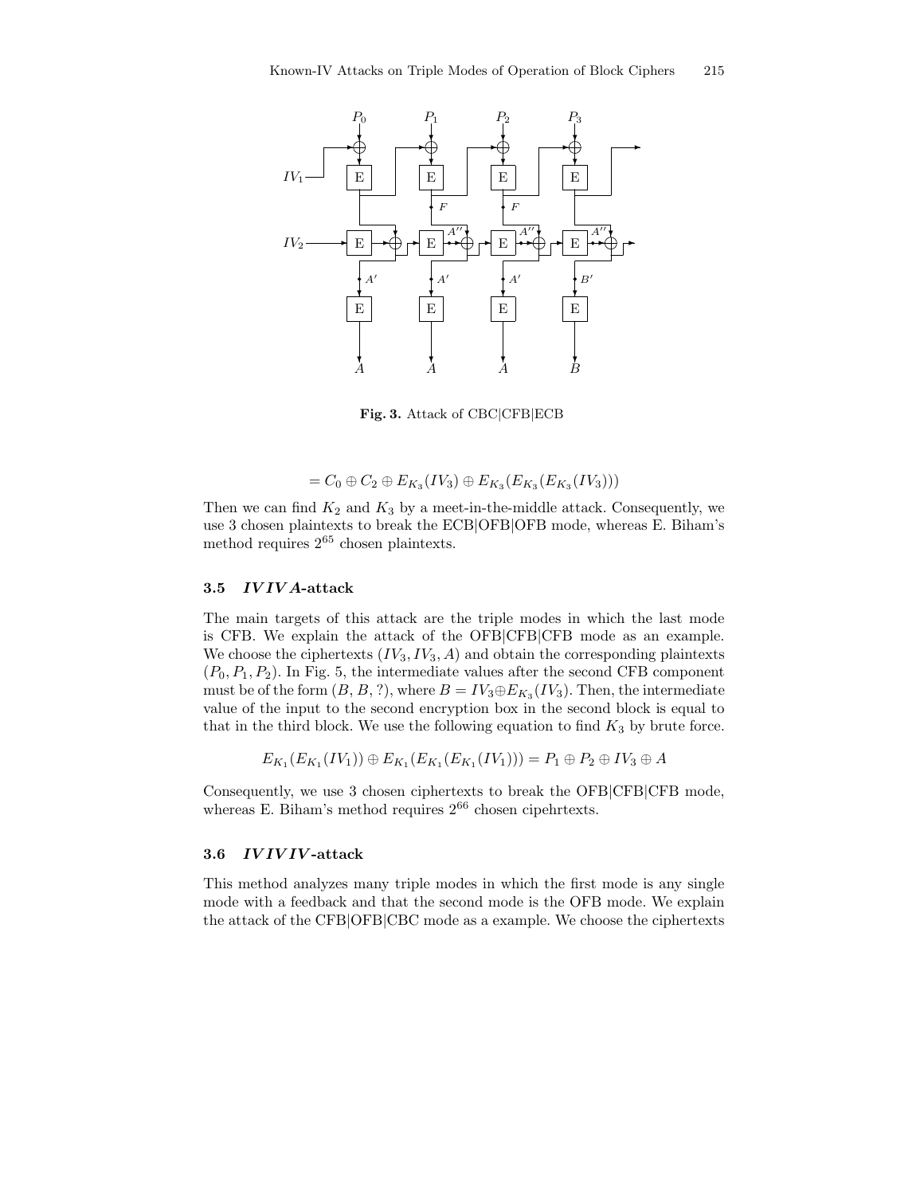**Fig. 3.** Attack of CBC|CFB|ECB

$$= C_0 \oplus C_2 \oplus E_{K_3}(IV_3) \oplus E_{K_3}(E_{K_3}(E_{K_3}(IV_3)))$$

Then we can find $K_2$ and $K_3$ by a meet-in-the-middle attack. Consequently, we use 3 chosen plaintexts to break the ECB|OFB|OFB mode, whereas E. Biham's method requires $2^{65}$ chosen plaintexts.

### 3.5 *IV IV A*-attack

The main targets of this attack are the triple modes in which the last mode is CFB. We explain the attack of the OFB|CFB|CFB mode as an example. We choose the ciphertexts $(IV_3, IV_3, A)$ and obtain the corresponding plaintexts $(P_0, P_1, P_2)$. In Fig. 5, the intermediate values after the second CFB component must be of the form $(B, B, ?)$, where $B = IV_3 \oplus E_{K_3}(IV_3)$. Then, the intermediate value of the input to the second encryption box in the second block is equal to that in the third block. We use the following equation to find $K_3$ by brute force.

$$E_{K_1}(E_{K_1}(IV_1)) \oplus E_{K_1}(E_{K_1}(E_{K_1}(IV_1))) = P_1 \oplus P_2 \oplus IV_3 \oplus A$$

Consequently, we use 3 chosen ciphertexts to break the OFB|CFB|CFB mode, whereas E. Biham's method requires $2^{66}$ chosen cipehrtexts.

### 3.6 *IV IV IV*-attack

This method analyzes many triple modes in which the first mode is any single mode with a feedback and that the second mode is the OFB mode. We explain the attack of the CFB|OFB|CBC mode as a example. We choose the ciphertexts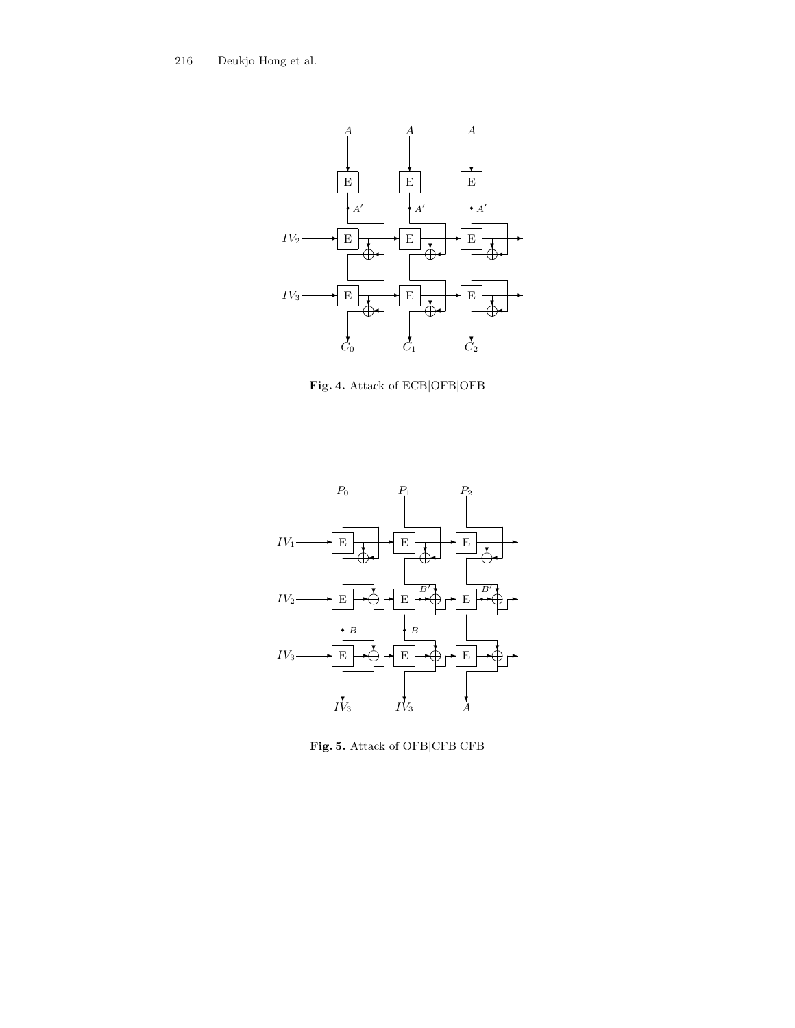**Fig. 4.** Attack of ECB|OFB|OFB

**Fig. 5.** Attack of OFB|CFB|CFB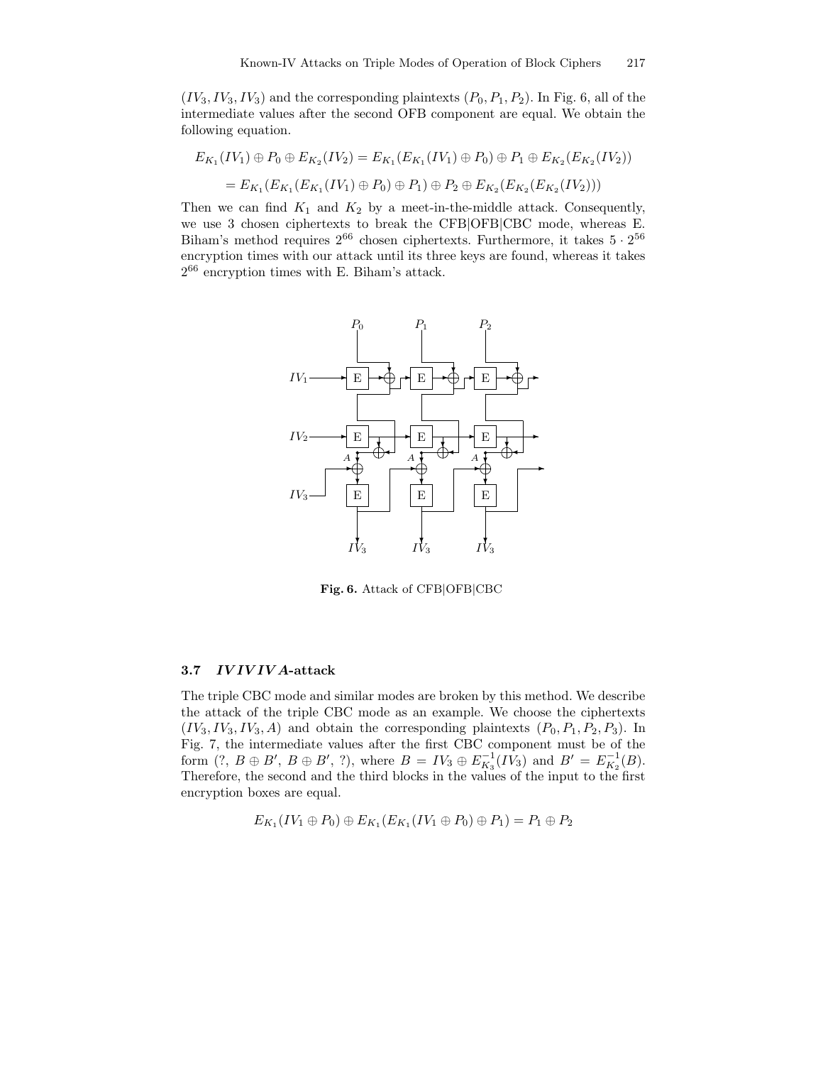$(IV_3, IV_3, IV_3)$ and the corresponding plaintexts $(P_0, P_1, P_2)$. In Fig. 6, all of the intermediate values after the second OFB component are equal. We obtain the following equation.

$$E_{K_1}(IV_1) \oplus P_0 \oplus E_{K_2}(IV_2) = E_{K_1}(E_{K_1}(IV_1) \oplus P_0) \oplus P_1 \oplus E_{K_2}(E_{K_2}(IV_2))$$

$$= E_{K_1}(E_{K_1}(E_{K_1}(IV_1) \oplus P_0) \oplus P_1) \oplus P_2 \oplus E_{K_2}(E_{K_2}(E_{K_2}(IV_2)))$$

Then we can find $K_1$ and $K_2$ by a meet-in-the-middle attack. Consequently, we use 3 chosen ciphertexts to break the CFB|OFB|CBC mode, whereas E. Biham's method requires $2^{66}$ chosen ciphertexts. Furthermore, it takes $5 \cdot 2^{56}$ encryption times with our attack until its three keys are found, whereas it takes $2^{66}$ encryption times with E. Biham's attack.

**Fig. 6.** Attack of CFB|OFB|CBC

### 3.7 *IV IV IV A*-attack

The triple CBC mode and similar modes are broken by this method. We describe the attack of the triple CBC mode as an example. We choose the ciphertexts $(IV_3, IV_3, IV_3, A)$ and obtain the corresponding plaintexts $(P_0, P_1, P_2, P_3)$. In Fig. 7, the intermediate values after the first CBC component must be of the form $(?, B \oplus B', B \oplus B', ?)$, where $B = IV_3 \oplus E_{K_3}^{-1}(IV_3)$ and $B' = E_{K_2}^{-1}(B)$. Therefore, the second and the third blocks in the values of the input to the first encryption boxes are equal.

$$E_{K_1}(IV_1 \oplus P_0) \oplus E_{K_1}(E_{K_1}(IV_1 \oplus P_0) \oplus P_1) = P_1 \oplus P_2$$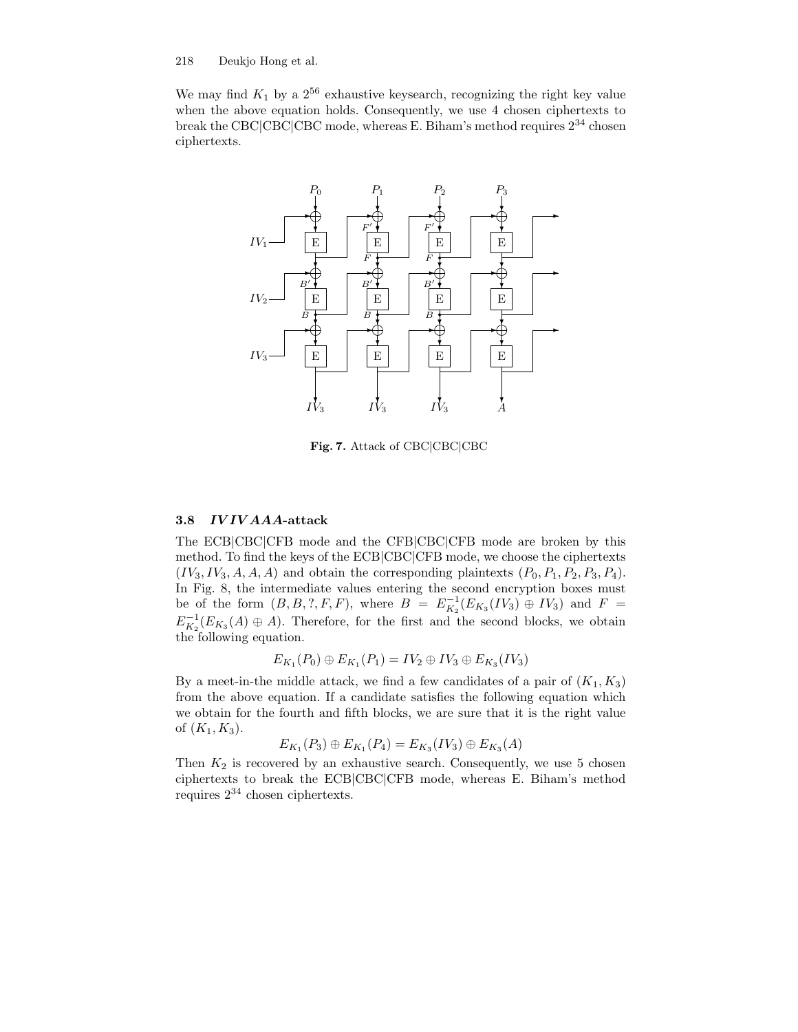We may find $K_1$ by a $2^{56}$ exhaustive keysearch, recognizing the right key value when the above equation holds. Consequently, we use 4 chosen ciphertexts to break the CBC|CBC|CBC mode, whereas E. Biham's method requires $2^{34}$ chosen ciphertexts.

**Fig. 7.** Attack of CBC|CBC|CBC

### 3.8 *IV IV AAA*-attack

The ECB|CBC|CFB mode and the CFB|CBC|CFB mode are broken by this method. To find the keys of the ECB|CBC|CFB mode, we choose the ciphertexts $(IV_3, IV_3, A, A, A)$ and obtain the corresponding plaintexts $(P_0, P_1, P_2, P_3, P_4)$. In Fig. 8, the intermediate values entering the second encryption boxes must be of the form $(B, B, ?, F, F)$, where $B = E_{K_2}^{-1}(E_{K_3}(IV_3) \oplus IV_3)$ and $F = E_{K_2}^{-1}(E_{K_3}(A) \oplus A)$. Therefore, for the first and the second blocks, we obtain the following equation.

$$E_{K_1}(P_0) \oplus E_{K_1}(P_1) = IV_2 \oplus IV_3 \oplus E_{K_3}(IV_3)$$

By a meet-in-the middle attack, we find a few candidates of a pair of $(K_1, K_3)$ from the above equation. If a candidate satisfies the following equation which we obtain for the fourth and fifth blocks, we are sure that it is the right value of $(K_1, K_3)$.

$$E_{K_1}(P_3) \oplus E_{K_1}(P_4) = E_{K_3}(IV_3) \oplus E_{K_3}(A)$$

Then $K_2$ is recovered by an exhaustive search. Consequently, we use 5 chosen ciphertexts to break the ECB|CBC|CFB mode, whereas E. Biham's method requires $2^{34}$ chosen ciphertexts.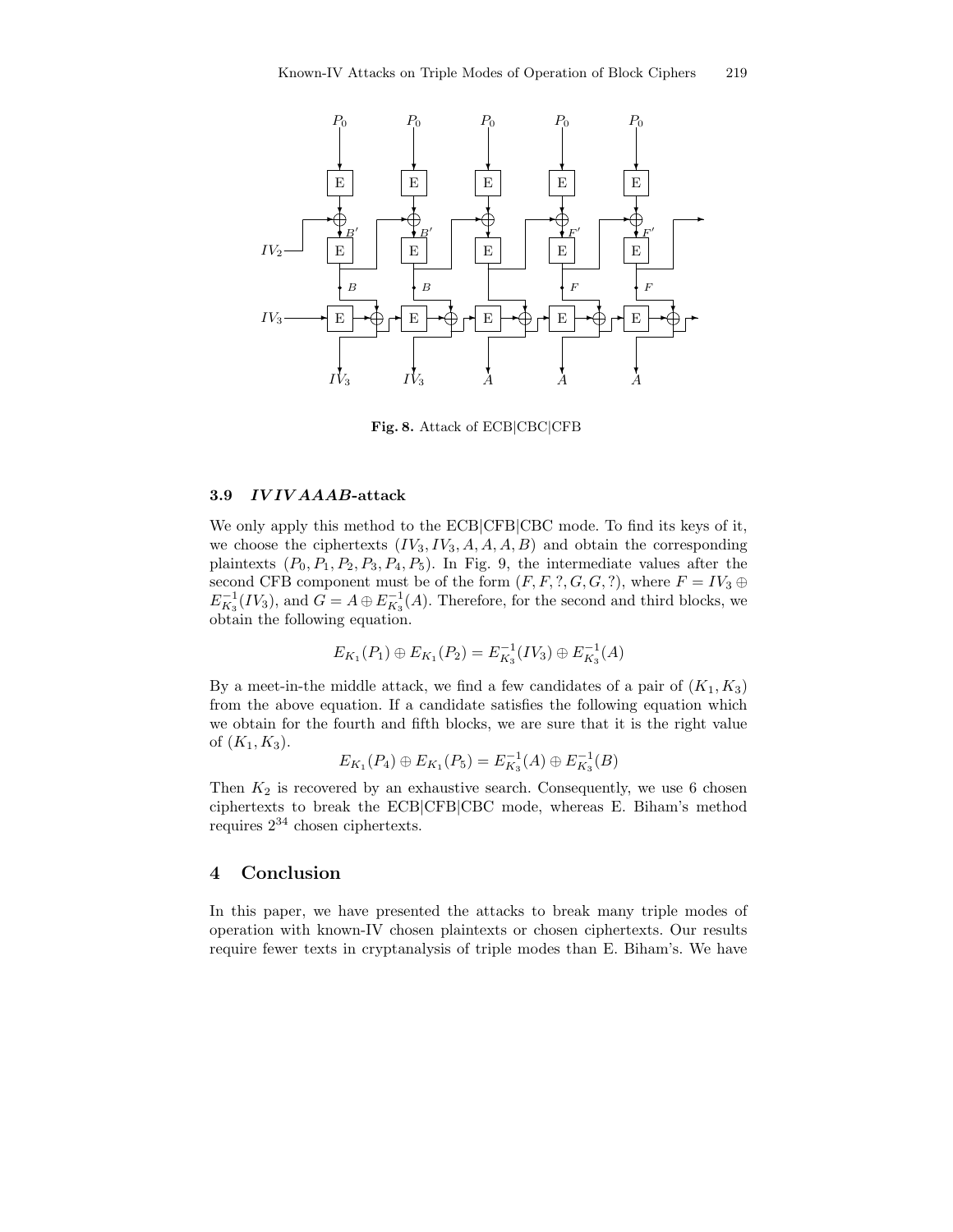**Fig. 8.** Attack of ECB|CBC|CFB

### 3.9 *IVIVAAAB*-attack

We only apply this method to the ECB|CFB|CBC mode. To find its keys of it, we choose the ciphertexts $(IV_3, IV_3, A, A, A, B)$ and obtain the corresponding plaintexts $(P_0, P_1, P_2, P_3, P_4, P_5)$. In Fig. 9, the intermediate values after the second CFB component must be of the form $(F, F, ?, G, G, ?)$, where $F = IV_3 \oplus E_{K_3}^{-1}(IV_3)$, and $G = A \oplus E_{K_3}^{-1}(A)$. Therefore, for the second and third blocks, we obtain the following equation.

$$E_{K_1}(P_1) \oplus E_{K_1}(P_2) = E_{K_3}^{-1}(IV_3) \oplus E_{K_3}^{-1}(A)$$

By a meet-in-the middle attack, we find a few candidates of a pair of $(K_1, K_3)$ from the above equation. If a candidate satisfies the following equation which we obtain for the fourth and fifth blocks, we are sure that it is the right value of $(K_1, K_3)$.

$$E_{K_1}(P_4) \oplus E_{K_1}(P_5) = E_{K_3}^{-1}(A) \oplus E_{K_3}^{-1}(B)$$

Then $K_2$ is recovered by an exhaustive search. Consequently, we use 6 chosen ciphertexts to break the ECB|CFB|CBC mode, whereas E. Biham's method requires $2^{34}$ chosen ciphertexts.

## 4 Conclusion

In this paper, we have presented the attacks to break many triple modes of operation with known-IV chosen plaintexts or chosen ciphertexts. Our results require fewer texts in cryptanalysis of triple modes than E. Biham's. We have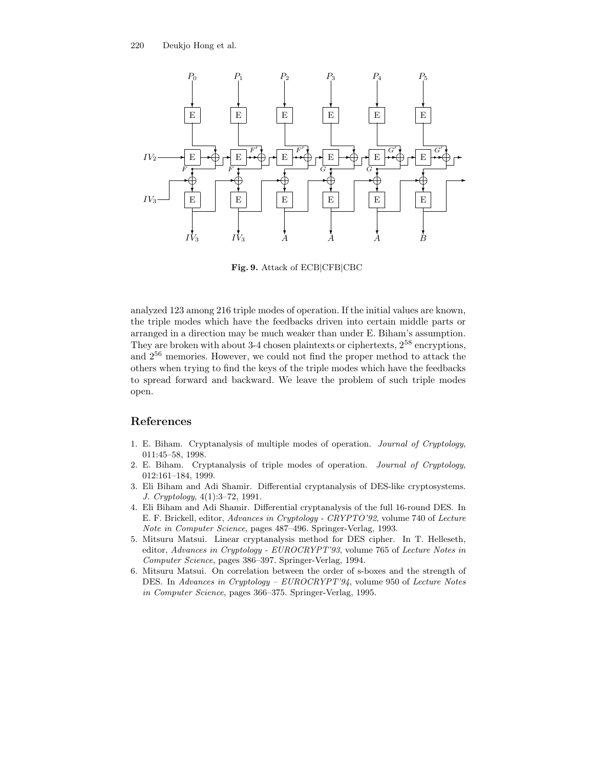**Fig. 9.** Attack of ECB|CFB|CBC

analyzed 123 among 216 triple modes of operation. If the initial values are known, the triple modes which have the feedbacks driven into certain middle parts or arranged in a direction may be much weaker than under E. Biham's assumption. They are broken with about 3-4 chosen plaintexts or ciphertexts, $2^{58}$ encryptions, and $2^{56}$ memories. However, we could not find the proper method to attack the others when trying to find the keys of the triple modes which have the feedbacks to spread forward and backward. We leave the problem of such triple modes open.

## References

1. E. Biham. Cryptanalysis of multiple modes of operation. *Journal of Cryptology*, 011:45–58, 1998.
2. E. Biham. Cryptanalysis of triple modes of operation. *Journal of Cryptology*, 012:161–184, 1999.
3. Eli Biham and Adi Shamir. Differential cryptanalysis of DES-like cryptosystems. *J. Cryptology*, 4(1):3–72, 1991.
4. Eli Biham and Adi Shamir. Differential cryptanalysis of the full 16-round DES. In E. F. Brickell, editor, *Advances in Cryptology - CRYPTO'92*, volume 740 of *Lecture Note in Computer Science*, pages 487–496. Springer-Verlag, 1993.
5. Mitsuru Matsui. Linear cryptanalysis method for DES cipher. In T. Helleseth, editor, *Advances in Cryptology - EUROCRYPT'93*, volume 765 of *Lecture Notes in Computer Science*, pages 386–397. Springer-Verlag, 1994.
6. Mitsuru Matsui. On correlation between the order of s-boxes and the strength of DES. In *Advances in Cryptology – EUROCRYPT'94*, volume 950 of *Lecture Notes in Computer Science*, pages 366–375. Springer-Verlag, 1995.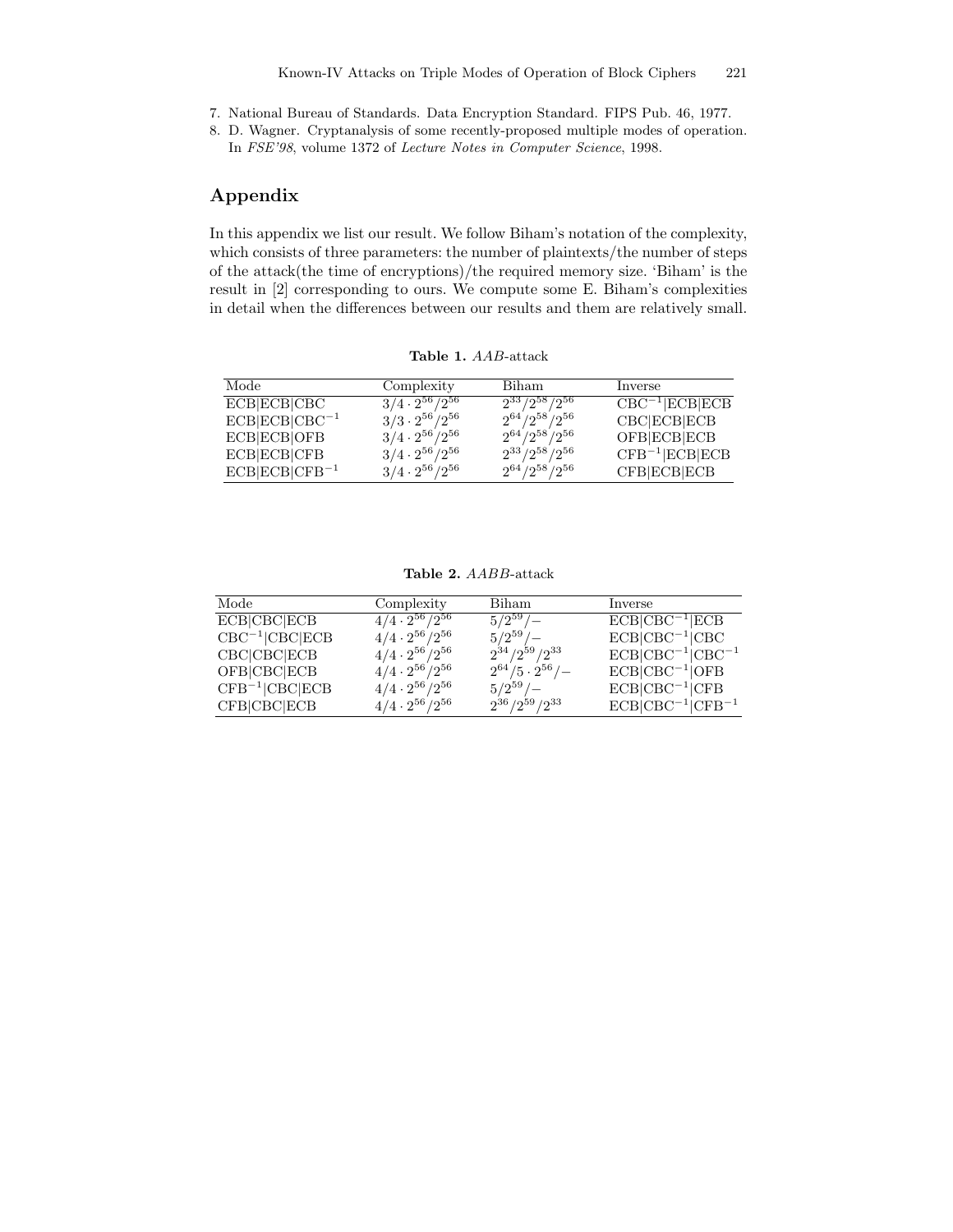7. National Bureau of Standards. Data Encryption Standard. FIPS Pub. 46, 1977.
8. D. Wagner. Cryptanalysis of some recently-proposed multiple modes of operation. In *FSE'98*, volume 1372 of *Lecture Notes in Computer Science*, 1998.

## Appendix

In this appendix we list our result. We follow Biham's notation of the complexity, which consists of three parameters: the number of plaintexts/the number of steps of the attack(the time of encryptions)/the required memory size. 'Biham' is the result in [2] corresponding to ours. We compute some E. Biham's complexities in detail when the differences between our results and them are relatively small.

**Table 1.** *AAB*-attack

| Mode | Complexity | Biham | Inverse |
|---|---|---|---|
| ECB\|ECB\|CBC | $3/4 \cdot 2^{56}/2^{56}$ | $2^{33}/2^{58}/2^{56}$ | CBC$^{-1}$\|ECB\|ECB |
| ECB\|ECB\|CBC$^{-1}$ | $3/3 \cdot 2^{56}/2^{56}$ | $2^{64}/2^{58}/2^{56}$ | CBC\|ECB\|ECB |
| ECB\|ECB\|OFB | $3/4 \cdot 2^{56}/2^{56}$ | $2^{64}/2^{58}/2^{56}$ | OFB\|ECB\|ECB |
| ECB\|ECB\|CFB | $3/4 \cdot 2^{56}/2^{56}$ | $2^{33}/2^{58}/2^{56}$ | CFB$^{-1}$\|ECB\|ECB |
| ECB\|ECB\|CFB$^{-1}$ | $3/4 \cdot 2^{56}/2^{56}$ | $2^{64}/2^{58}/2^{56}$ | CFB\|ECB\|ECB |

**Table 2.** *AABB*-attack

| Mode | Complexity | Biham | Inverse |
|---|---|---|---|
| ECB\|CBC\|ECB | $4/4 \cdot 2^{56}/2^{56}$ | $5/2^{59}/-$ | ECB\|CBC$^{-1}$\|ECB |
| CBC$^{-1}$\|CBC\|ECB | $4/4 \cdot 2^{56}/2^{56}$ | $5/2^{59}/-$ | ECB\|CBC$^{-1}$\|CBC |
| CBC\|CBC\|ECB | $4/4 \cdot 2^{56}/2^{56}$ | $2^{34}/2^{59}/2^{33}$ | ECB\|CBC$^{-1}$\|CBC$^{-1}$ |
| OFB\|CBC\|ECB | $4/4 \cdot 2^{56}/2^{56}$ | $2^{64}/5 \cdot 2^{56}/-$ | ECB\|CBC$^{-1}$\|OFB |
| CFB$^{-1}$\|CBC\|ECB | $4/4 \cdot 2^{56}/2^{56}$ | $5/2^{59}/-$ | ECB\|CBC$^{-1}$\|CFB |
| CFB\|CBC\|ECB | $4/4 \cdot 2^{56}/2^{56}$ | $2^{36}/2^{59}/2^{33}$ | ECB\|CBC$^{-1}$\|CFB$^{-1}$ |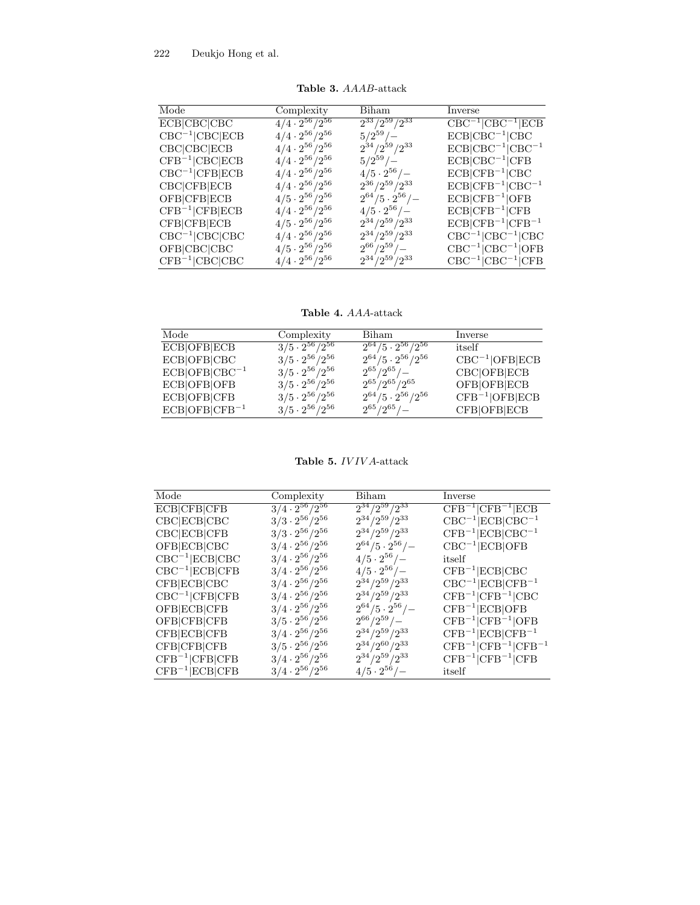**Table 3.** *AAAB*-attack

| Mode | Complexity | Biham | Inverse |
|---|---|---|---|
| ECB\|CBC\|CBC | $4/4 \cdot 2^{56}/2^{56}$ | $2^{33}/2^{59}/2^{33}$ | $\mathrm{CBC}^{-1}\|\mathrm{CBC}^{-1}\|\mathrm{ECB}$ |
| $\mathrm{CBC}^{-1}$\|CBC\|ECB | $4/4 \cdot 2^{56}/2^{56}$ | $5/2^{59}/-$ | $\mathrm{ECB}\|\mathrm{CBC}^{-1}\|\mathrm{CBC}$ |
| CBC\|CBC\|ECB | $4/4 \cdot 2^{56}/2^{56}$ | $2^{34}/2^{59}/2^{33}$ | $\mathrm{ECB}\|\mathrm{CBC}^{-1}\|\mathrm{CBC}^{-1}$ |
| $\mathrm{CFB}^{-1}$\|CBC\|ECB | $4/4 \cdot 2^{56}/2^{56}$ | $5/2^{59}/-$ | $\mathrm{ECB}\|\mathrm{CBC}^{-1}\|\mathrm{CFB}$ |
| $\mathrm{CBC}^{-1}$\|CFB\|ECB | $4/4 \cdot 2^{56}/2^{56}$ | $4/5 \cdot 2^{56}/-$ | $\mathrm{ECB}\|\mathrm{CFB}^{-1}\|\mathrm{CBC}$ |
| CBC\|CFB\|ECB | $4/4 \cdot 2^{56}/2^{56}$ | $2^{36}/2^{59}/2^{33}$ | $\mathrm{ECB}\|\mathrm{CFB}^{-1}\|\mathrm{CBC}^{-1}$ |
| OFB\|CFB\|ECB | $4/5 \cdot 2^{56}/2^{56}$ | $2^{64}/5 \cdot 2^{56}/-$ | $\mathrm{ECB}\|\mathrm{CFB}^{-1}\|\mathrm{OFB}$ |
| $\mathrm{CFB}^{-1}$\|CFB\|ECB | $4/4 \cdot 2^{56}/2^{56}$ | $4/5 \cdot 2^{56}/-$ | $\mathrm{ECB}\|\mathrm{CFB}^{-1}\|\mathrm{CFB}$ |
| CFB\|CFB\|ECB | $4/5 \cdot 2^{56}/2^{56}$ | $2^{34}/2^{59}/2^{33}$ | $\mathrm{ECB}\|\mathrm{CFB}^{-1}\|\mathrm{CFB}^{-1}$ |
| $\mathrm{CBC}^{-1}$\|CBC\|CBC | $4/4 \cdot 2^{56}/2^{56}$ | $2^{34}/2^{59}/2^{33}$ | $\mathrm{CBC}^{-1}\|\mathrm{CBC}^{-1}\|\mathrm{CBC}$ |
| OFB\|CBC\|CBC | $4/5 \cdot 2^{56}/2^{56}$ | $2^{66}/2^{59}/-$ | $\mathrm{CBC}^{-1}\|\mathrm{CBC}^{-1}\|\mathrm{OFB}$ |
| $\mathrm{CFB}^{-1}$\|CBC\|CBC | $4/4 \cdot 2^{56}/2^{56}$ | $2^{34}/2^{59}/2^{33}$ | $\mathrm{CBC}^{-1}\|\mathrm{CBC}^{-1}\|\mathrm{CFB}$ |

**Table 4.** *AAA*-attack

| Mode | Complexity | Biham | Inverse |
|---|---|---|---|
| ECB\|OFB\|ECB | $3/5 \cdot 2^{56}/2^{56}$ | $2^{64}/5 \cdot 2^{56}/2^{56}$ | itself |
| ECB\|OFB\|CBC | $3/5 \cdot 2^{56}/2^{56}$ | $2^{64}/5 \cdot 2^{56}/2^{56}$ | $\mathrm{CBC}^{-1}\|\mathrm{OFB}\|\mathrm{ECB}$ |
| ECB\|OFB\|$\mathrm{CBC}^{-1}$ | $3/5 \cdot 2^{56}/2^{56}$ | $2^{65}/2^{65}/-$ | CBC\|OFB\|ECB |
| ECB\|OFB\|OFB | $3/5 \cdot 2^{56}/2^{56}$ | $2^{65}/2^{65}/2^{65}$ | OFB\|OFB\|ECB |
| ECB\|OFB\|CFB | $3/5 \cdot 2^{56}/2^{56}$ | $2^{64}/5 \cdot 2^{56}/2^{56}$ | $\mathrm{CFB}^{-1}\|\mathrm{OFB}\|\mathrm{ECB}$ |
| ECB\|OFB\|$\mathrm{CFB}^{-1}$ | $3/5 \cdot 2^{56}/2^{56}$ | $2^{65}/2^{65}/-$ | CFB\|OFB\|ECB |

**Table 5.** *IVIVA*-attack

| Mode | Complexity | Biham | Inverse |
|---|---|---|---|
| ECB\|CFB\|CFB | $3/4 \cdot 2^{56}/2^{56}$ | $2^{34}/2^{59}/2^{33}$ | $\mathrm{CFB}^{-1}\|\mathrm{CFB}^{-1}\|\mathrm{ECB}$ |
| CBC\|ECB\|CBC | $3/3 \cdot 2^{56}/2^{56}$ | $2^{34}/2^{59}/2^{33}$ | $\mathrm{CBC}^{-1}\|\mathrm{ECB}\|\mathrm{CBC}^{-1}$ |
| CBC\|ECB\|CFB | $3/3 \cdot 2^{56}/2^{56}$ | $2^{34}/2^{59}/2^{33}$ | $\mathrm{CFB}^{-1}\|\mathrm{ECB}\|\mathrm{CBC}^{-1}$ |
| OFB\|ECB\|CBC | $3/4 \cdot 2^{56}/2^{56}$ | $2^{64}/5 \cdot 2^{56}/-$ | $\mathrm{CBC}^{-1}\|\mathrm{ECB}\|\mathrm{OFB}$ |
| $\mathrm{CBC}^{-1}$\|ECB\|CBC | $3/4 \cdot 2^{56}/2^{56}$ | $4/5 \cdot 2^{56}/-$ | itself |
| $\mathrm{CBC}^{-1}$\|ECB\|CFB | $3/4 \cdot 2^{56}/2^{56}$ | $4/5 \cdot 2^{56}/-$ | $\mathrm{CFB}^{-1}\|\mathrm{ECB}\|\mathrm{CBC}$ |
| CFB\|ECB\|CBC | $3/4 \cdot 2^{56}/2^{56}$ | $2^{34}/2^{59}/2^{33}$ | $\mathrm{CBC}^{-1}\|\mathrm{ECB}\|\mathrm{CFB}^{-1}$ |
| $\mathrm{CBC}^{-1}$\|CFB\|CFB | $3/4 \cdot 2^{56}/2^{56}$ | $2^{34}/2^{59}/2^{33}$ | $\mathrm{CFB}^{-1}\|\mathrm{CFB}^{-1}\|\mathrm{CBC}$ |
| OFB\|ECB\|CFB | $3/4 \cdot 2^{56}/2^{56}$ | $2^{64}/5 \cdot 2^{56}/-$ | $\mathrm{CFB}^{-1}\|\mathrm{ECB}\|\mathrm{OFB}$ |
| OFB\|CFB\|CFB | $3/5 \cdot 2^{56}/2^{56}$ | $2^{66}/2^{59}/-$ | $\mathrm{CFB}^{-1}\|\mathrm{CFB}^{-1}\|\mathrm{OFB}$ |
| CFB\|ECB\|CFB | $3/4 \cdot 2^{56}/2^{56}$ | $2^{34}/2^{59}/2^{33}$ | $\mathrm{CFB}^{-1}\|\mathrm{ECB}\|\mathrm{CFB}^{-1}$ |
| CFB\|CFB\|CFB | $3/5 \cdot 2^{56}/2^{56}$ | $2^{34}/2^{60}/2^{33}$ | $\mathrm{CFB}^{-1}\|\mathrm{CFB}^{-1}\|\mathrm{CFB}^{-1}$ |
| $\mathrm{CFB}^{-1}$\|CFB\|CFB | $3/4 \cdot 2^{56}/2^{56}$ | $2^{34}/2^{59}/2^{33}$ | $\mathrm{CFB}^{-1}\|\mathrm{CFB}^{-1}\|\mathrm{CFB}$ |
| $\mathrm{CFB}^{-1}$\|ECB\|CFB | $3/4 \cdot 2^{56}/2^{56}$ | $4/5 \cdot 2^{56}/-$ | itself |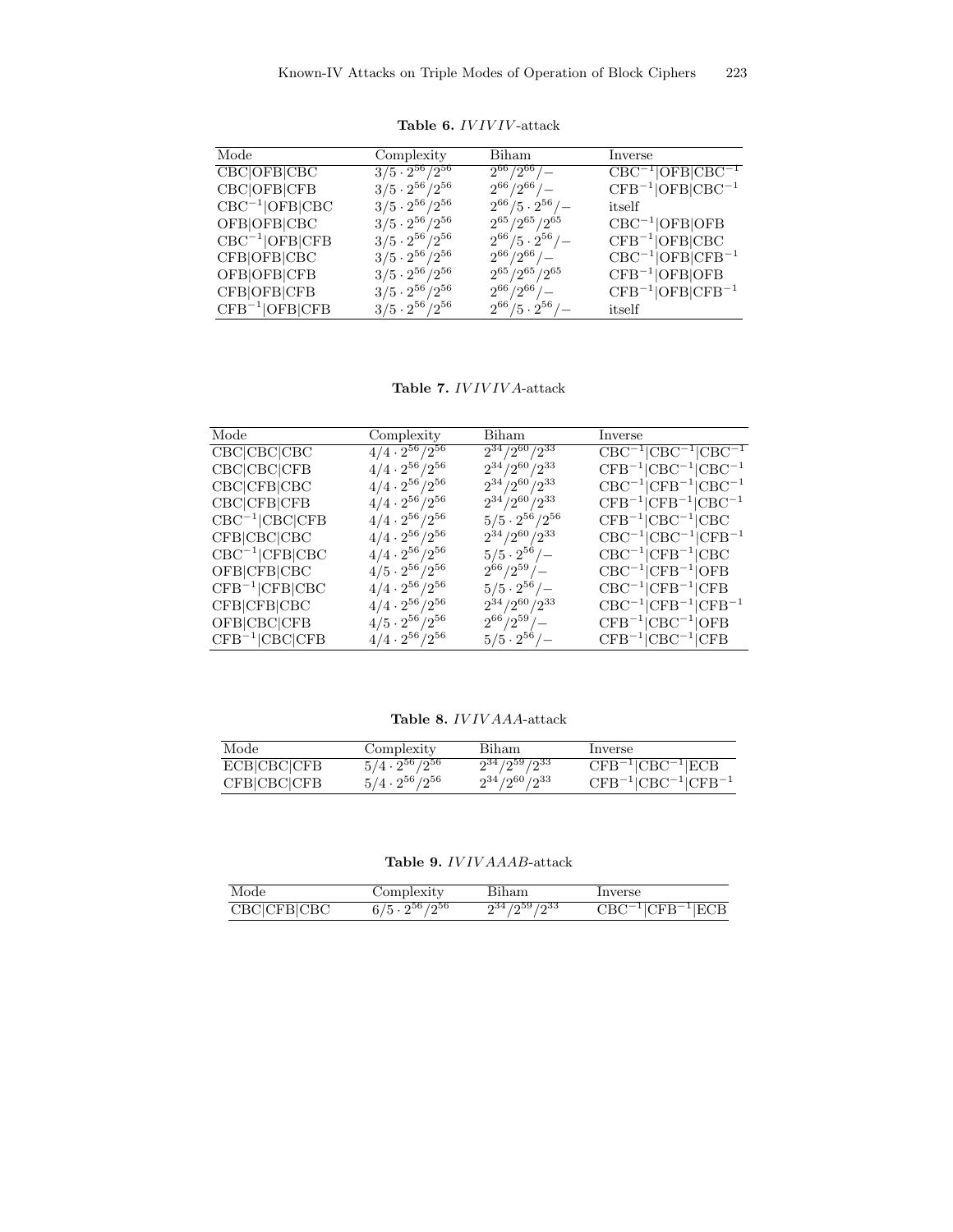**Table 6.** *IVIVIV*-attack

| Mode | Complexity | Biham | Inverse |
|---|---|---|---|
| CBC\|OFB\|CBC | $3/5 \cdot 2^{56}/2^{56}$ | $2^{66}/2^{66}/-$ | $\text{CBC}^{-1}\|\text{OFB}\|\text{CBC}^{-1}$ |
| CBC\|OFB\|CFB | $3/5 \cdot 2^{56}/2^{56}$ | $2^{66}/2^{66}/-$ | $\text{CFB}^{-1}\|\text{OFB}\|\text{CBC}^{-1}$ |
| $\text{CBC}^{-1}$\|OFB\|CBC | $3/5 \cdot 2^{56}/2^{56}$ | $2^{66}/5 \cdot 2^{56}/-$ | itself |
| OFB\|OFB\|CBC | $3/5 \cdot 2^{56}/2^{56}$ | $2^{65}/2^{65}/2^{65}$ | $\text{CBC}^{-1}\|\text{OFB}\|\text{OFB}$ |
| $\text{CBC}^{-1}$\|OFB\|CFB | $3/5 \cdot 2^{56}/2^{56}$ | $2^{66}/5 \cdot 2^{56}/-$ | $\text{CFB}^{-1}\|\text{OFB}\|\text{CBC}$ |
| CFB\|OFB\|CBC | $3/5 \cdot 2^{56}/2^{56}$ | $2^{66}/2^{66}/-$ | $\text{CBC}^{-1}\|\text{OFB}\|\text{CFB}^{-1}$ |
| OFB\|OFB\|CFB | $3/5 \cdot 2^{56}/2^{56}$ | $2^{65}/2^{65}/2^{65}$ | $\text{CFB}^{-1}\|\text{OFB}\|\text{OFB}$ |
| CFB\|OFB\|CFB | $3/5 \cdot 2^{56}/2^{56}$ | $2^{66}/2^{66}/-$ | $\text{CFB}^{-1}\|\text{OFB}\|\text{CFB}^{-1}$ |
| $\text{CFB}^{-1}$\|OFB\|CFB | $3/5 \cdot 2^{56}/2^{56}$ | $2^{66}/5 \cdot 2^{56}/-$ | itself |

**Table 7.** *IVIVIVA*-attack

| Mode | Complexity | Biham | Inverse |
|---|---|---|---|
| CBC\|CBC\|CBC | $4/4 \cdot 2^{56}/2^{56}$ | $2^{34}/2^{60}/2^{33}$ | $\text{CBC}^{-1}\|\text{CBC}^{-1}\|\text{CBC}^{-1}$ |
| CBC\|CBC\|CFB | $4/4 \cdot 2^{56}/2^{56}$ | $2^{34}/2^{60}/2^{33}$ | $\text{CFB}^{-1}\|\text{CBC}^{-1}\|\text{CBC}^{-1}$ |
| CBC\|CFB\|CBC | $4/4 \cdot 2^{56}/2^{56}$ | $2^{34}/2^{60}/2^{33}$ | $\text{CBC}^{-1}\|\text{CFB}^{-1}\|\text{CBC}^{-1}$ |
| CBC\|CFB\|CFB | $4/4 \cdot 2^{56}/2^{56}$ | $2^{34}/2^{60}/2^{33}$ | $\text{CFB}^{-1}\|\text{CFB}^{-1}\|\text{CBC}^{-1}$ |
| $\text{CBC}^{-1}$\|CBC\|CFB | $4/4 \cdot 2^{56}/2^{56}$ | $5/5 \cdot 2^{56}/2^{56}$ | $\text{CFB}^{-1}\|\text{CBC}^{-1}\|\text{CBC}$ |
| CFB\|CBC\|CBC | $4/4 \cdot 2^{56}/2^{56}$ | $2^{34}/2^{60}/2^{33}$ | $\text{CBC}^{-1}\|\text{CBC}^{-1}\|\text{CFB}^{-1}$ |
| $\text{CBC}^{-1}$\|CFB\|CBC | $4/4 \cdot 2^{56}/2^{56}$ | $5/5 \cdot 2^{56}/-$ | $\text{CBC}^{-1}\|\text{CFB}^{-1}\|\text{CBC}$ |
| OFB\|CFB\|CBC | $4/5 \cdot 2^{56}/2^{56}$ | $2^{66}/2^{59}/-$ | $\text{CBC}^{-1}\|\text{CFB}^{-1}\|\text{OFB}$ |
| $\text{CFB}^{-1}$\|CFB\|CBC | $4/4 \cdot 2^{56}/2^{56}$ | $5/5 \cdot 2^{56}/-$ | $\text{CBC}^{-1}\|\text{CFB}^{-1}\|\text{CFB}$ |
| CFB\|CFB\|CBC | $4/4 \cdot 2^{56}/2^{56}$ | $2^{34}/2^{60}/2^{33}$ | $\text{CBC}^{-1}\|\text{CFB}^{-1}\|\text{CFB}^{-1}$ |
| OFB\|CBC\|CFB | $4/5 \cdot 2^{56}/2^{56}$ | $2^{66}/2^{59}/-$ | $\text{CFB}^{-1}\|\text{CBC}^{-1}\|\text{OFB}$ |
| $\text{CFB}^{-1}$\|CBC\|CFB | $4/4 \cdot 2^{56}/2^{56}$ | $5/5 \cdot 2^{56}/-$ | $\text{CFB}^{-1}\|\text{CBC}^{-1}\|\text{CFB}$ |

**Table 8.** *IVIVAAA*-attack

| Mode | Complexity | Biham | Inverse |
|---|---|---|---|
| ECB\|CBC\|CFB | $5/4 \cdot 2^{56}/2^{56}$ | $2^{34}/2^{59}/2^{33}$ | $\text{CFB}^{-1}\|\text{CBC}^{-1}\|\text{ECB}$ |
| CFB\|CBC\|CFB | $5/4 \cdot 2^{56}/2^{56}$ | $2^{34}/2^{60}/2^{33}$ | $\text{CFB}^{-1}\|\text{CBC}^{-1}\|\text{CFB}^{-1}$ |

**Table 9.** *IVIVAAAB*-attack

| Mode | Complexity | Biham | Inverse |
|---|---|---|---|
| CBC\|CFB\|CBC | $6/5 \cdot 2^{56}/2^{56}$ | $2^{34}/2^{59}/2^{33}$ | $\text{CBC}^{-1}\|\text{CFB}^{-1}\|\text{ECB}$ |